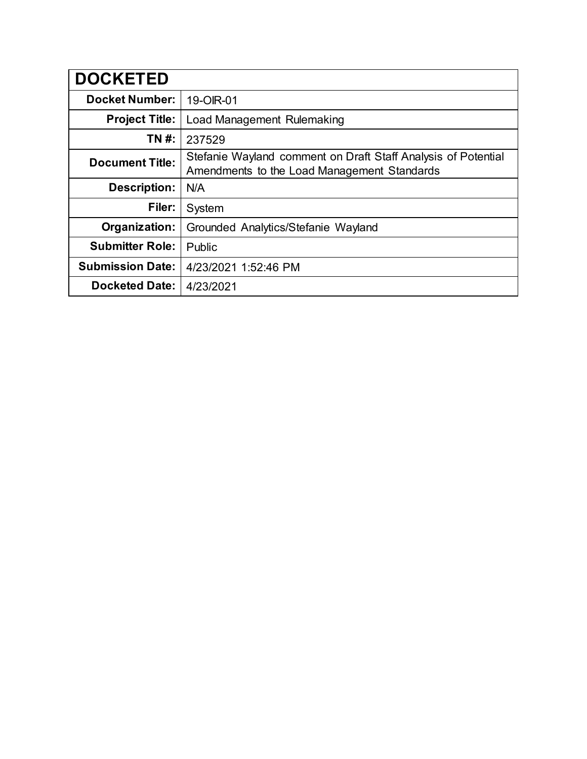| DOCKETED | |
|---|---|
| **Docket Number:** | 19-OIR-01 |
| **Project Title:** | Load Management Rulemaking |
| **TN #:** | 237529 |
| **Document Title:** | Stefanie Wayland comment on Draft Staff Analysis of Potential Amendments to the Load Management Standards |
| **Description:** | N/A |
| **Filer:** | System |
| **Organization:** | Grounded Analytics/Stefanie Wayland |
| **Submitter Role:** | Public |
| **Submission Date:** | 4/23/2021 1:52:46 PM |
| **Docketed Date:** | 4/23/2021 |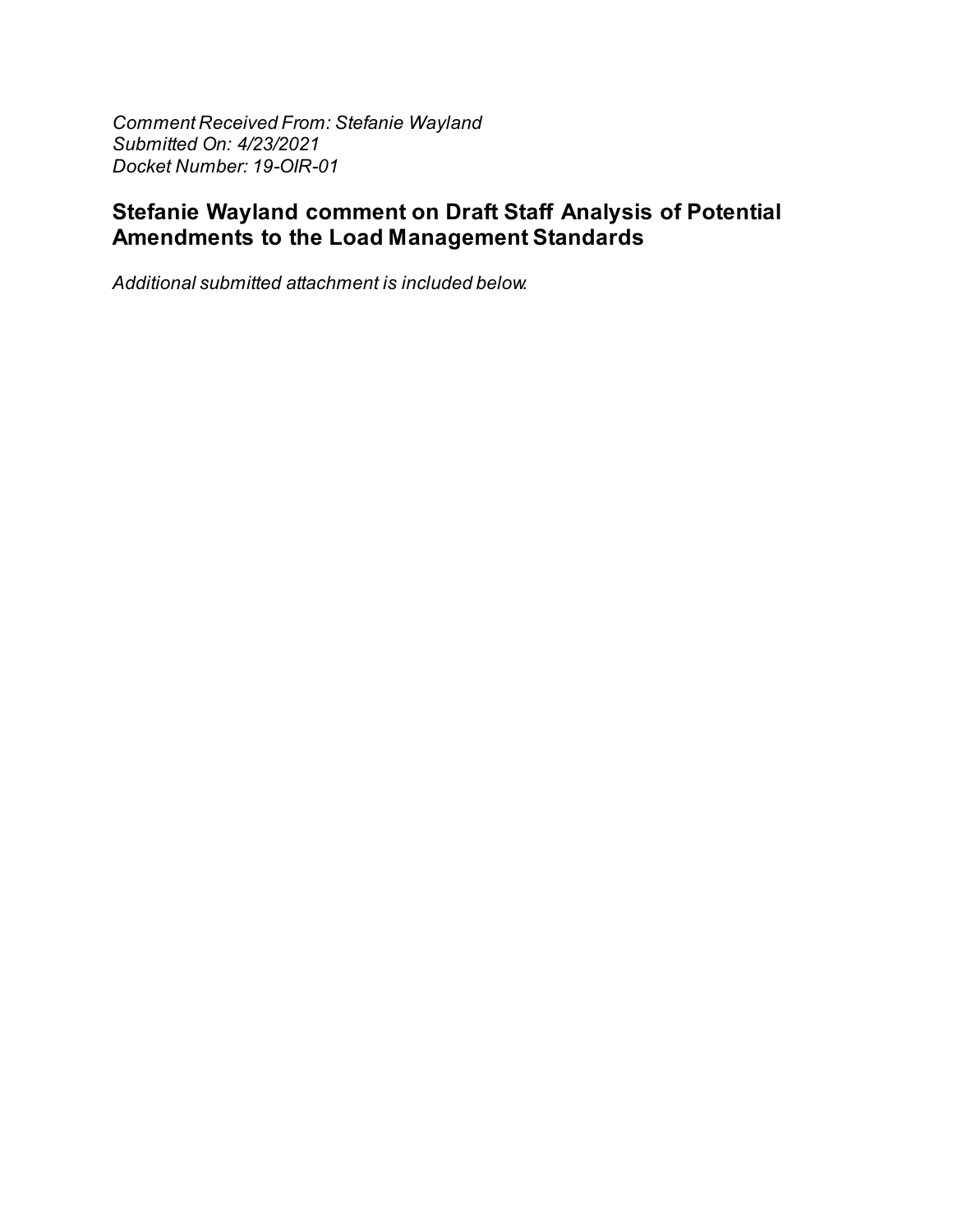*Comment Received From: Stefanie Wayland*
*Submitted On: 4/23/2021*
*Docket Number: 19-OIR-01*

## Stefanie Wayland comment on Draft Staff Analysis of Potential Amendments to the Load Management Standards

*Additional submitted attachment is included below.*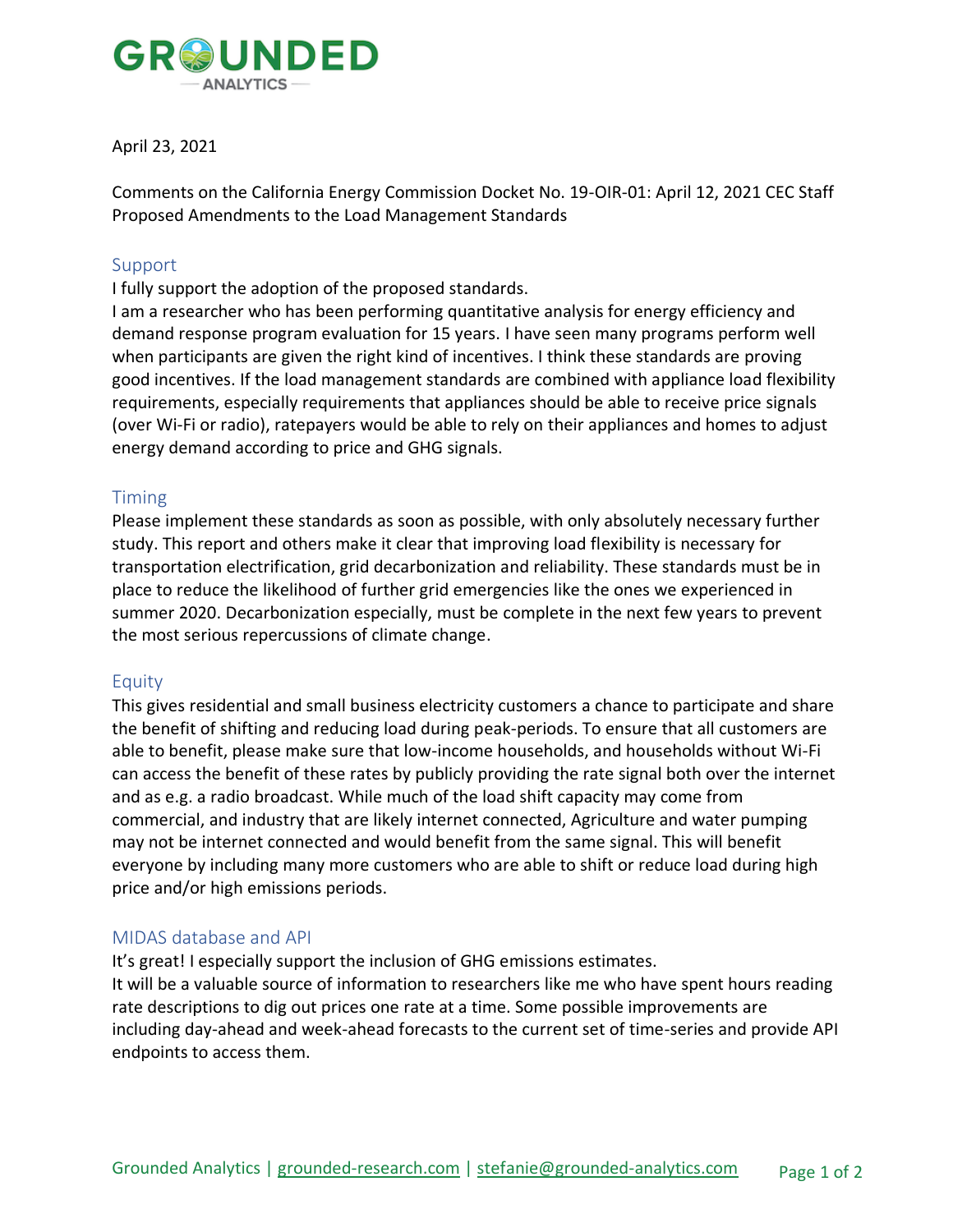# GROUNDED ANALYTICS

April 23, 2021

Comments on the California Energy Commission Docket No. 19-OIR-01: April 12, 2021 CEC Staff Proposed Amendments to the Load Management Standards

## Support

I fully support the adoption of the proposed standards.

I am a researcher who has been performing quantitative analysis for energy efficiency and demand response program evaluation for 15 years. I have seen many programs perform well when participants are given the right kind of incentives. I think these standards are proving good incentives. If the load management standards are combined with appliance load flexibility requirements, especially requirements that appliances should be able to receive price signals (over Wi-Fi or radio), ratepayers would be able to rely on their appliances and homes to adjust energy demand according to price and GHG signals.

## Timing

Please implement these standards as soon as possible, with only absolutely necessary further study. This report and others make it clear that improving load flexibility is necessary for transportation electrification, grid decarbonization and reliability. These standards must be in place to reduce the likelihood of further grid emergencies like the ones we experienced in summer 2020. Decarbonization especially, must be complete in the next few years to prevent the most serious repercussions of climate change.

## Equity

This gives residential and small business electricity customers a chance to participate and share the benefit of shifting and reducing load during peak-periods. To ensure that all customers are able to benefit, please make sure that low-income households, and households without Wi-Fi can access the benefit of these rates by publicly providing the rate signal both over the internet and as e.g. a radio broadcast. While much of the load shift capacity may come from commercial, and industry that are likely internet connected, Agriculture and water pumping may not be internet connected and would benefit from the same signal. This will benefit everyone by including many more customers who are able to shift or reduce load during high price and/or high emissions periods.

## MIDAS database and API

It's great! I especially support the inclusion of GHG emissions estimates.

It will be a valuable source of information to researchers like me who have spent hours reading rate descriptions to dig out prices one rate at a time. Some possible improvements are including day-ahead and week-ahead forecasts to the current set of time-series and provide API endpoints to access them.

Grounded Analytics | grounded-research.com | stefanie@grounded-analytics.com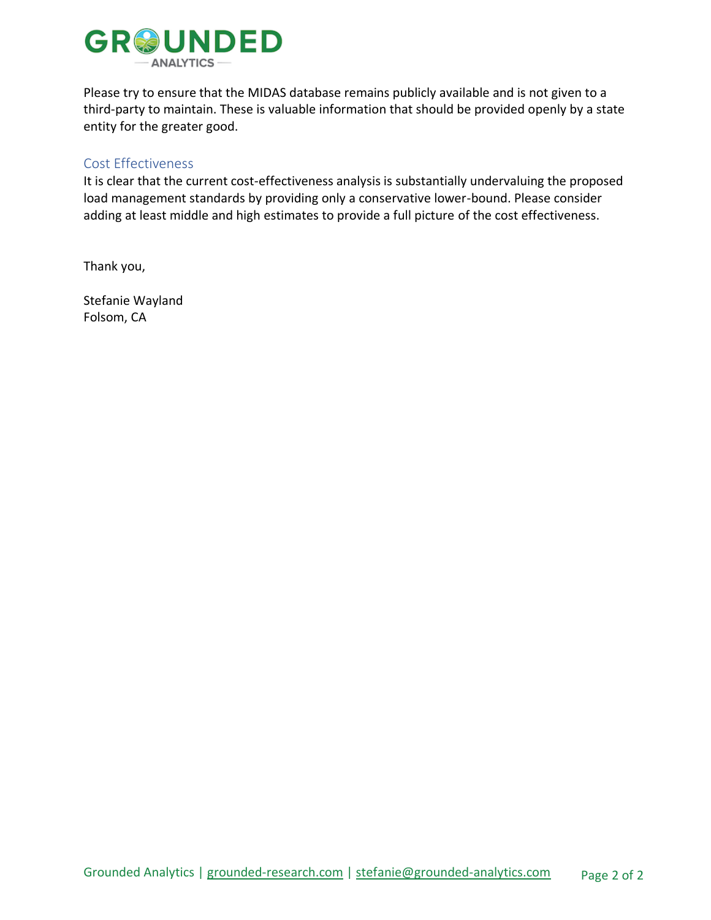Please try to ensure that the MIDAS database remains publicly available and is not given to a third-party to maintain. These is valuable information that should be provided openly by a state entity for the greater good.

## Cost Effectiveness

It is clear that the current cost-effectiveness analysis is substantially undervaluing the proposed load management standards by providing only a conservative lower-bound. Please consider adding at least middle and high estimates to provide a full picture of the cost effectiveness.

Thank you,

Stefanie Wayland
Folsom, CA